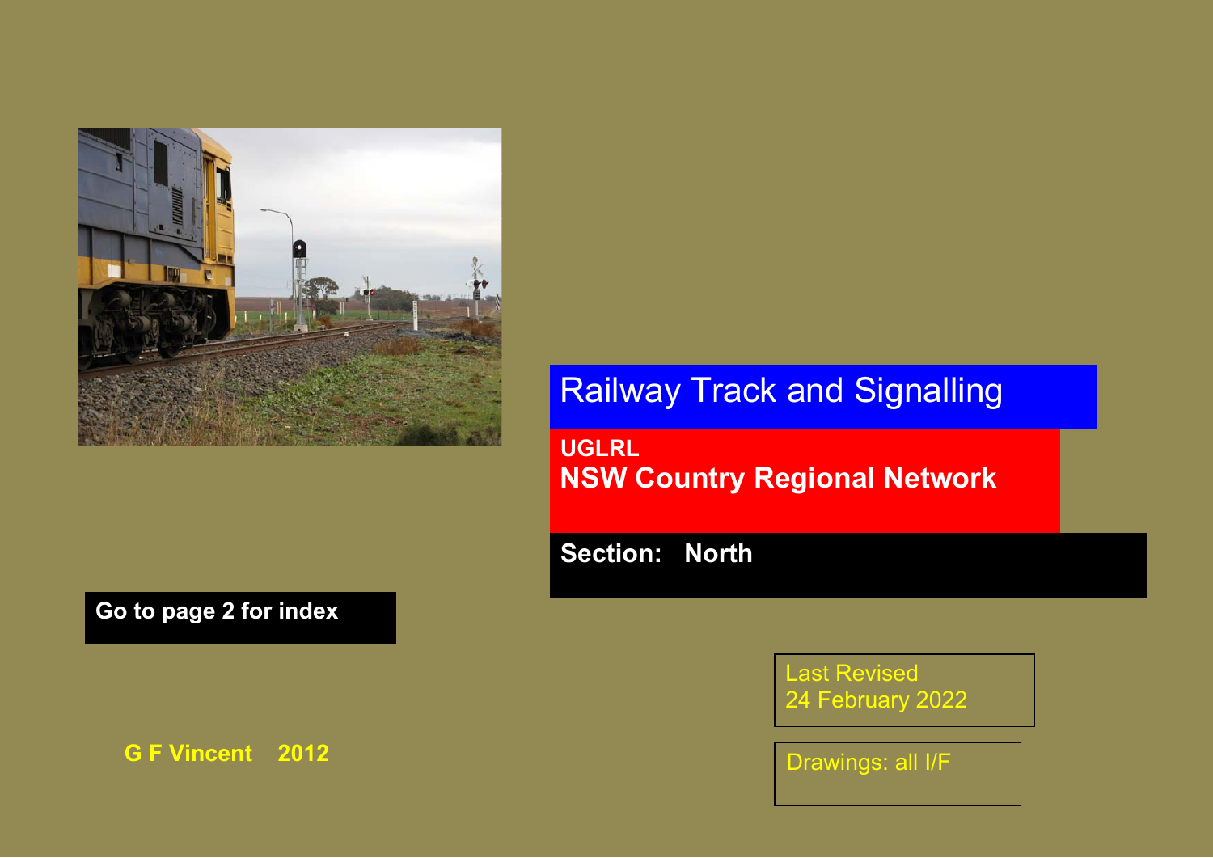# Railway Track and Signalling

## UGLRL
## NSW Country Regional Network

**Section: North**

**Go to page 2 for index**

Last Revised
24 February 2022

Drawings: all I/F

**G F Vincent 2012**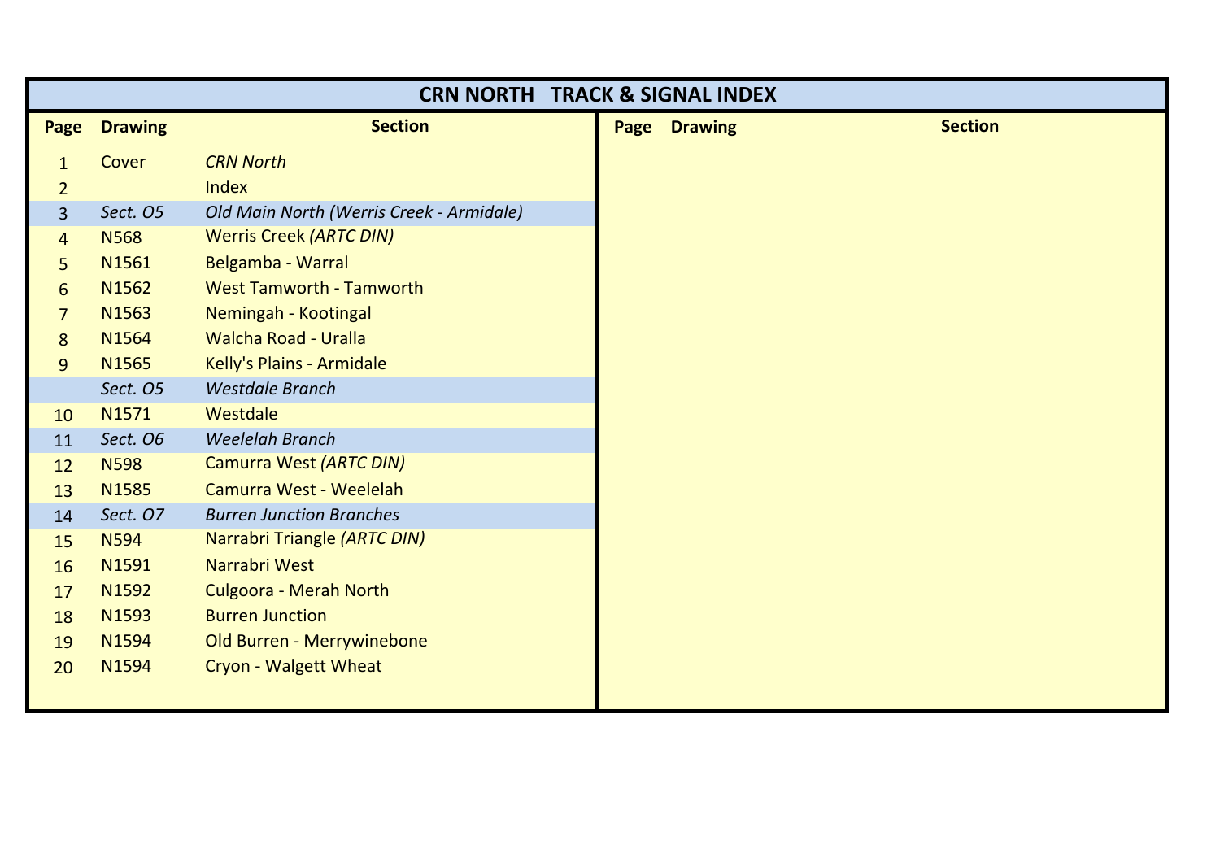# CRN NORTH   TRACK & SIGNAL INDEX

| Page | Drawing | Section |
|---|---|---|
| 1 | Cover | *CRN North* |
| 2 | | Index |
| 3 | *Sect. O5* | *Old Main North (Werris Creek - Armidale)* |
| 4 | N568 | Werris Creek *(ARTC DIN)* |
| 5 | N1561 | Belgamba - Warral |
| 6 | N1562 | West Tamworth - Tamworth |
| 7 | N1563 | Nemingah - Kootingal |
| 8 | N1564 | Walcha Road - Uralla |
| 9 | N1565 | Kelly's Plains - Armidale |
| | *Sect. O5* | *Westdale Branch* |
| 10 | N1571 | Westdale |
| 11 | *Sect. O6* | *Weelelah Branch* |
| 12 | N598 | Camurra West *(ARTC DIN)* |
| 13 | N1585 | Camurra West - Weelelah |
| 14 | *Sect. O7* | *Burren Junction Branches* |
| 15 | N594 | Narrabri Triangle *(ARTC DIN)* |
| 16 | N1591 | Narrabri West |
| 17 | N1592 | Culgoora - Merah North |
| 18 | N1593 | Burren Junction |
| 19 | N1594 | Old Burren - Merrywinebone |
| 20 | N1594 | Cryon - Walgett Wheat |

| Page | Drawing | Section |
|---|---|---|
| | | |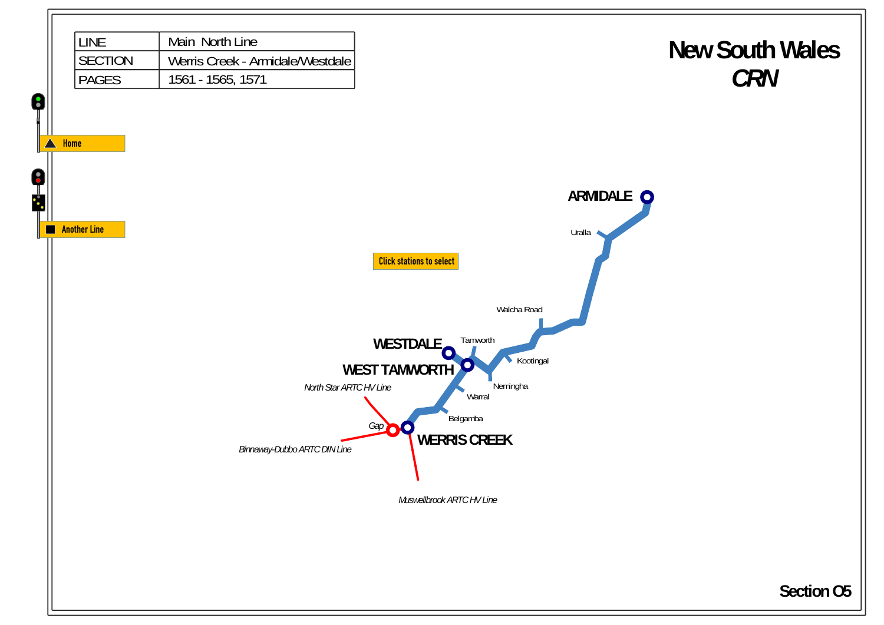| LINE | Main North Line |
| --- | --- |
| SECTION | Werris Creek - Armidale/Westdale |
| PAGES | 1561 - 1565, 1571 |

# New South Wales
## *CRN*

Home

Another Line

Click stations to select

ARMIDALE

Uralla

Walcha Road

Tamworth

Kootingal

WESTDALE

WEST TAMWORTH

Nemingha

Warral

*North Star ARTC HV Line*

Belgamba

*Gap*

WERRIS CREEK

*Binnaway-Dubbo ARTC DIN Line*

*Muswellbrook ARTC HV Line*

Section O5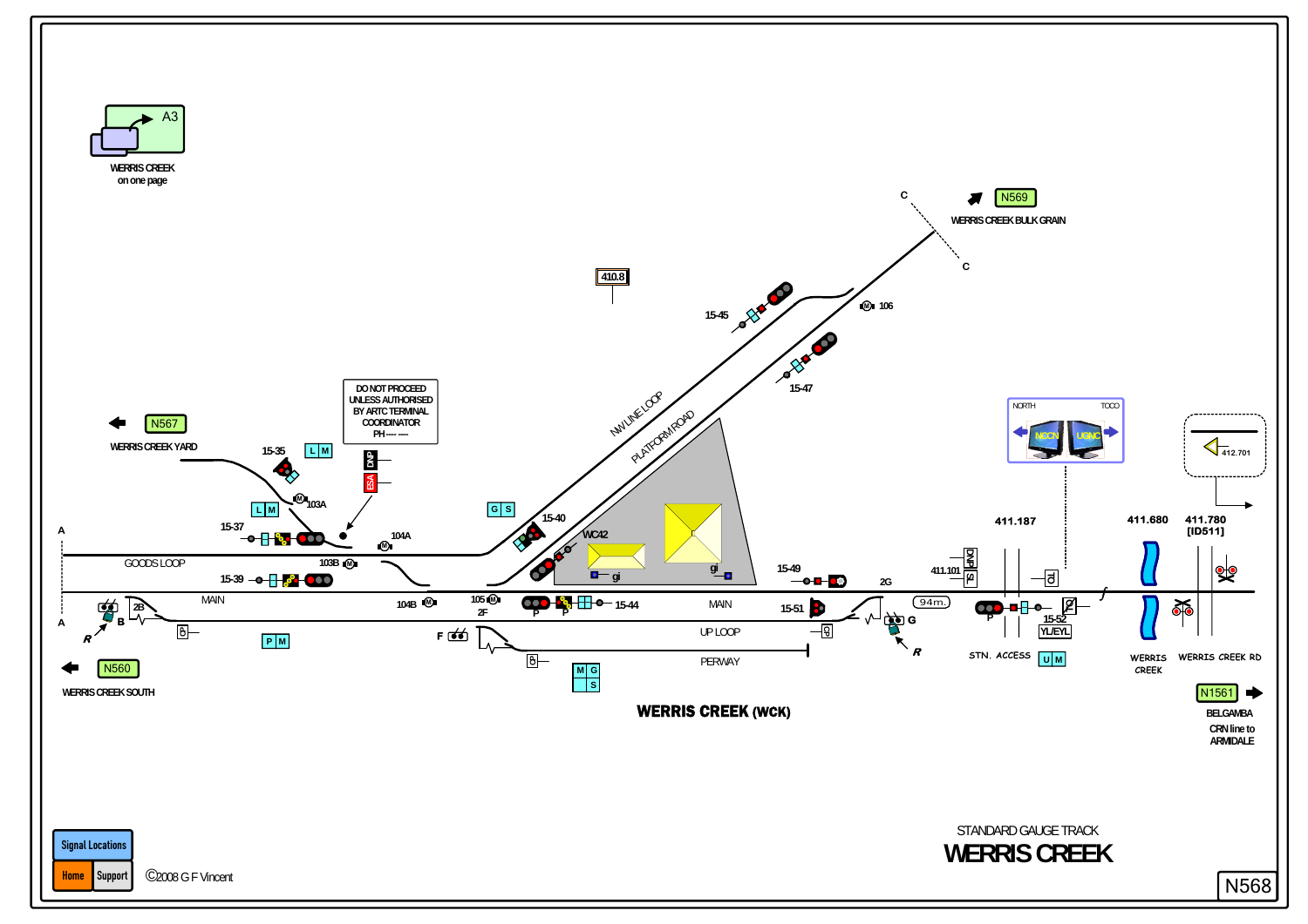A3

WERRIS CREEK on one page

N569 WERRIS CREEK BULK GRAIN

N567 WERRIS CREEK YARD

DO NOT PROCEED UNLESS AUTHORISED BY ARTC TERMINAL COORDINATOR PH ---- ----

410.8

15-45

106

15-47

NW LINE LOOP

PLATFORM ROAD

15-35

L M

DNP

ESA

103A

15-37

104A

G S

15-40

WC42

gi

gi

GOODS LOOP

103B

15-39

15-49

2G

MAIN

104B

105

2F

15-44

MAIN

15-51

94m.

2B

B

A

A

R

UP LOOP

P M

F

PERWAY

M G S

G

R

NORTH

TCCO

NCCN

UGNC

412.701

411.187

411.680

411.780 [ID511]

411.101

DNP

SL

TO

15-52

YL/EYL

STN. ACCESS

U M

WERRIS CREEK

WERRIS CREEK RD

N560 WERRIS CREEK SOUTH

N1561 BELGAMBA

CRN line to ARMIDALE

**WERRIS CREEK (WCK)**

STANDARD GAUGE TRACK

# WERRIS CREEK

Signal Locations

Home | Support

©2008 G F Vincent

N568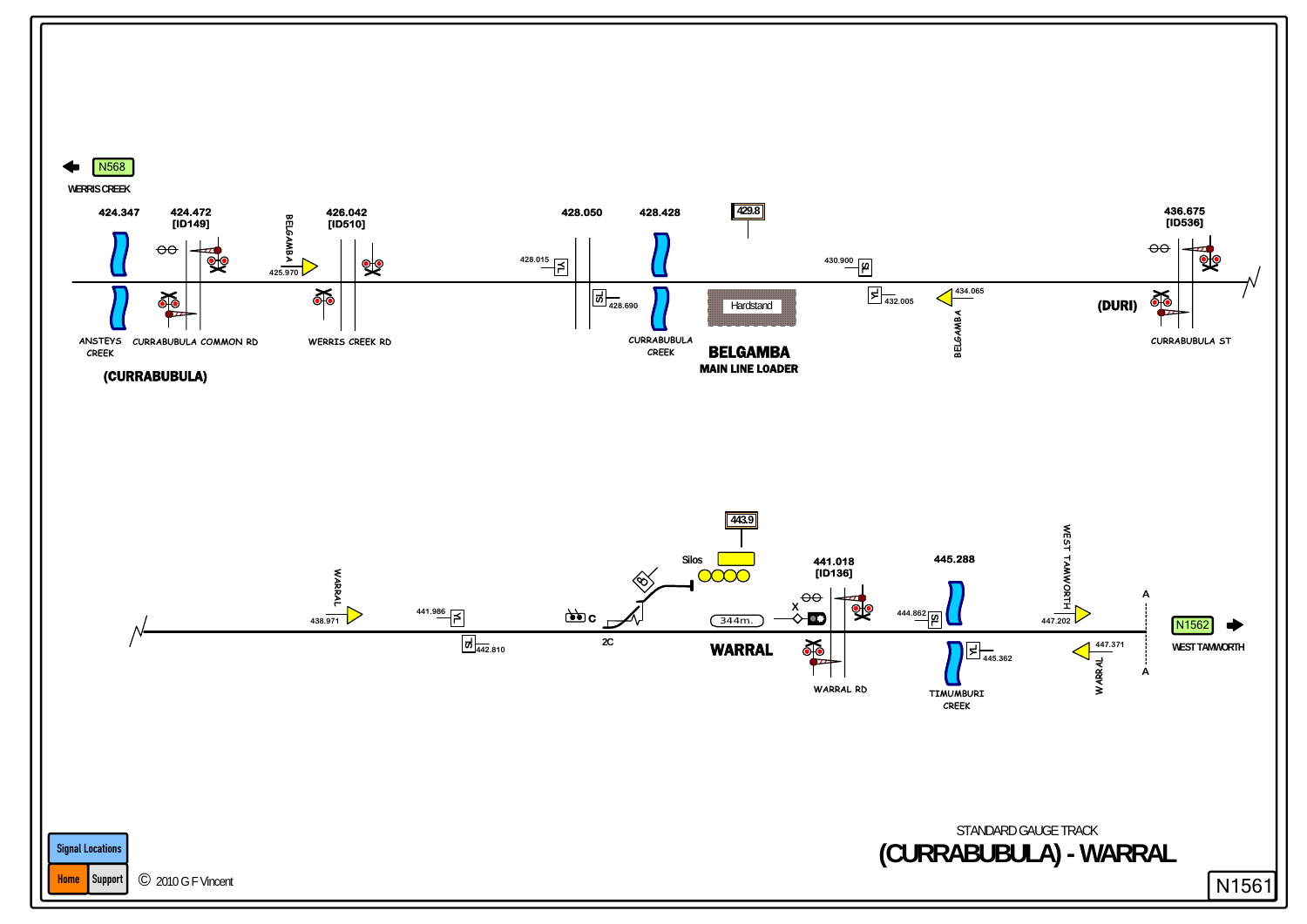N568

WERRIS CREEK

424.347

424.472 [ID149]

BELGAMBA

425.970

426.042 [ID510]

428.015 YL

428.050

428.690 SL

428.428

429.8

Hardstand

430.900 SL

432.005 YL

434.065 BELGAMBA

436.675 [ID536]

ANSTEYS CREEK

CURRABUBULA COMMON RD

WERRIS CREEK RD

CURRABUBULA CREEK

**BELGAMBA**

**MAIN LINE LOADER**

(DURI)

CURRABUBULA ST

**(CURRABUBULA)**

WARRAL

438.971

441.986 YL

442.810 SL

C

2C

B

Silos

443.9

344m.

**WARRAL**

X

441.018 [ID136]

WARRAL RD

444.862 SL

445.288

445.362 YL

TIMUMBURI CREEK

WEST TAMWORTH

447.202

447.371 WARRAL

A

A

N1562

WEST TAMWORTH

Signal Locations

Home

Support

© 2010 G F Vincent

STANDARD GAUGE TRACK

# (CURRABUBULA) - WARRAL

N1561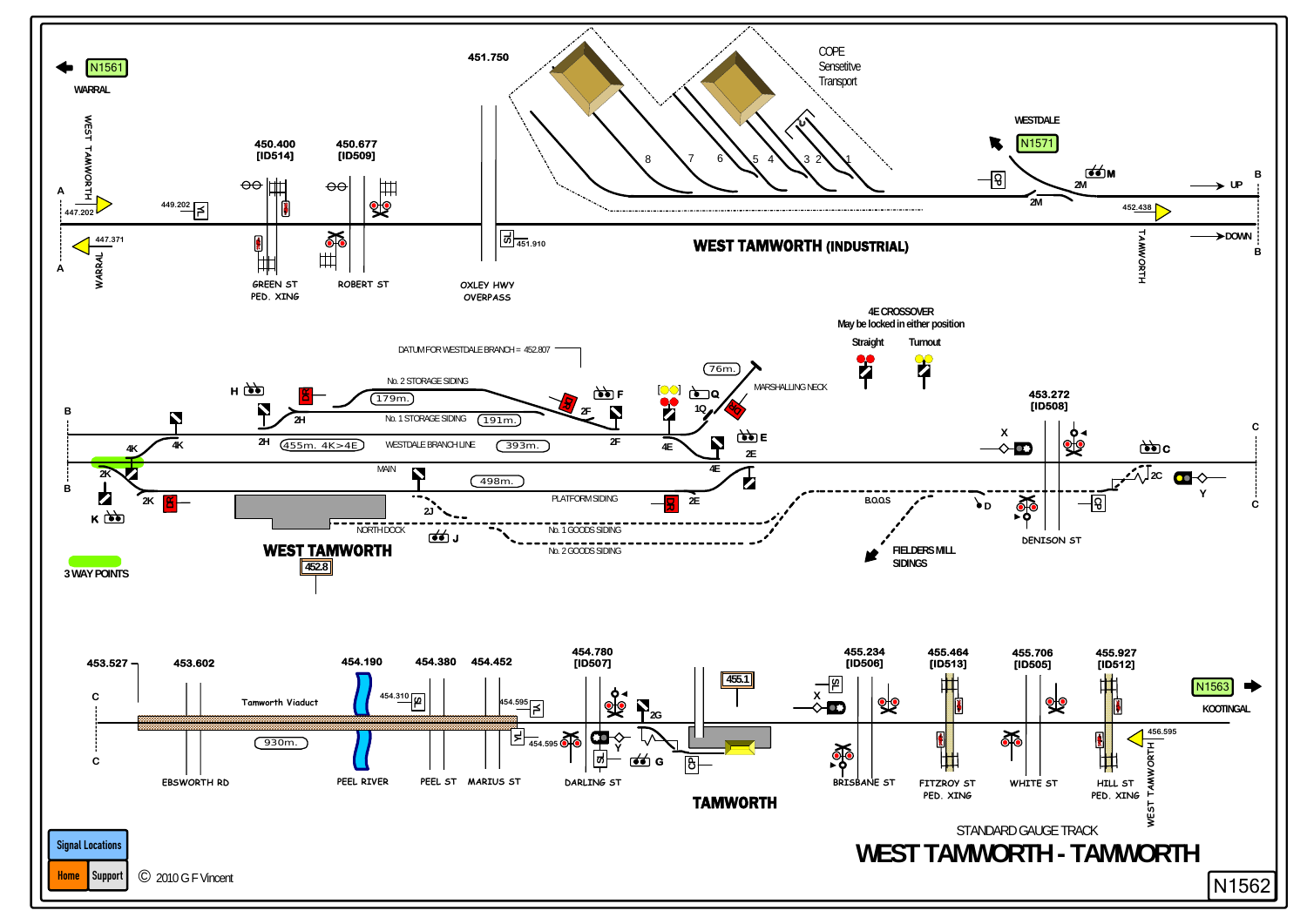N1561

WARRAL

451.750

COPE
Sensetitve
Transport

WESTDALE

N1571

UP

DOWN

450.400
[ID514]

450.677
[ID509]

447.202

449.202

447.371

451.910

452.438

WEST TAMWORTH (INDUSTRIAL)

GREEN ST
PED. XING

ROBERT ST

OXLEY HWY
OVERPASS

4E CROSSOVER
May be locked in either position

Straight

Turnout

DATUM FOR WESTDALE BRANCH = 452.807

No. 2 STORAGE SIDING

179m.

76m.

MARSHALLING NECK

No. 1 STORAGE SIDING

191m.

455m. 4K>4E

WESTDALE BRANCH LINE

393m.

MAIN

498m.

PLATFORM SIDING

NORTH DOCK

No. 1 GOODS SIDING

No. 2 GOODS SIDING

B.O.O.S

FIELDERS MILL
SIDINGS

453.272
[ID508]

DENISON ST

WEST TAMWORTH

452.8

3 WAY POINTS

453.527

453.602

454.190

454.380

454.452

454.780
[ID507]

455.234
[ID506]

455.464
[ID513]

455.706
[ID505]

455.927
[ID512]

N1563

KOOTINGAL

Tamworth Viaduct

930m.

454.310

454.595

454.595

455.1

456.595

EBSWORTH RD

PEEL RIVER

PEEL ST

MARIUS ST

DARLING ST

TAMWORTH

BRISBANE ST

FITZROY ST
PED. XING

WHITE ST

HILL ST
PED. XING

STANDARD GAUGE TRACK

# WEST TAMWORTH - TAMWORTH

Signal Locations

Home

Support

© 2010 G F Vincent

N1562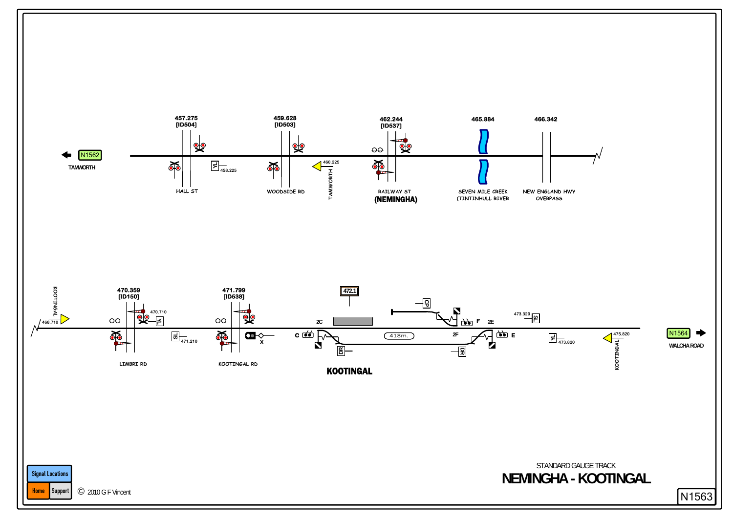N1562
TAMWORTH

457.275
[ID504]

HALL ST

YL
458.225

459.628
[ID503]

WOODSIDE RD

460.225
TAMWORTH

462.244
[ID537]

RAILWAY ST
**(NEMINGHA)**

465.884

SEVEN MILE CREEK
(TINTINHULL RIVER

466.342

NEW ENGLAND HWY
OVERPASS

KOOTINGAL
468.710

470.359
[ID150]

470.710
YL

SL
471.210

LIMBRI RD

471.799
[ID538]

X

KOOTINGAL RD

472.1

C

2C

DR

418m.

**KOOTINGAL**

CP

F

2E

2F

DR

E

473.320
SL

YL
473.820

475.820
KOOTINGAL

N1564
WALCHA ROAD

STANDARD GAUGE TRACK
# NEMINGHA - KOOTINGAL

N1563

Signal Locations
Home
Support
© 2010 G F Vincent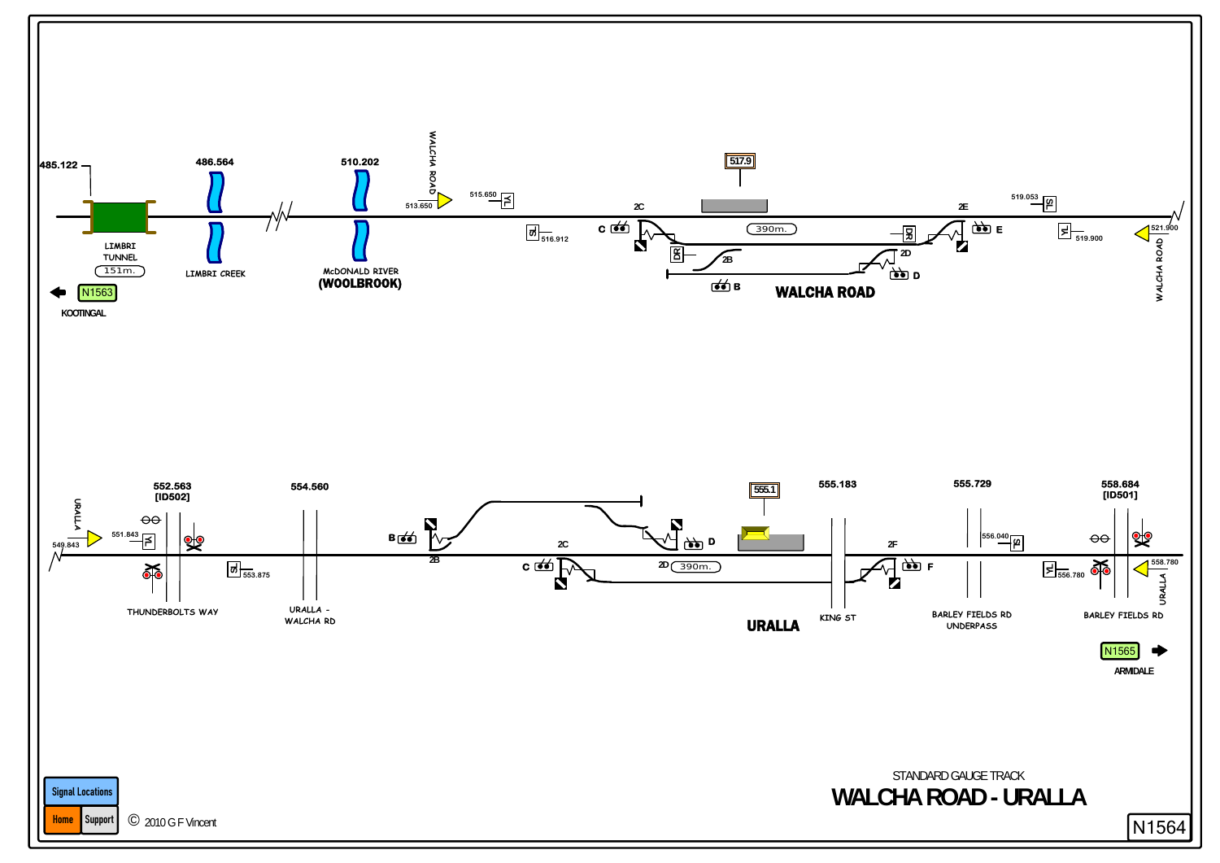485.122

LIMBRI TUNNEL

151m.

N1563

KOOTINGAL

486.564

LIMBRI CREEK

510.202

McDONALD RIVER

**(WOOLBROOK)**

WALCHA ROAD

513.650

515.650 YL

516.912 SL

517.9

2C

C

390m.

DR

2B

B

**WALCHA ROAD**

DR

2D

D

2E

E

519.053 SL

YL 519.900

521.900

WALCHA ROAD

URALLA

549.843

551.843 YL

552.563

[ID502]

553.875 SL

THUNDERBOLTS WAY

554.560

URALLA - WALCHA RD

B

2B

C

2C

2D

390m.

D

555.1

**URALLA**

555.183

KING ST

2F

F

555.729

556.040 SL

BARLEY FIELDS RD UNDERPASS

YL 556.780

558.684

[ID501]

558.780

URALLA

BARLEY FIELDS RD

N1565

ARMIDALE

STANDARD GAUGE TRACK

# WALCHA ROAD - URALLA

N1564

Signal Locations

Home Support

© 2010 G F Vincent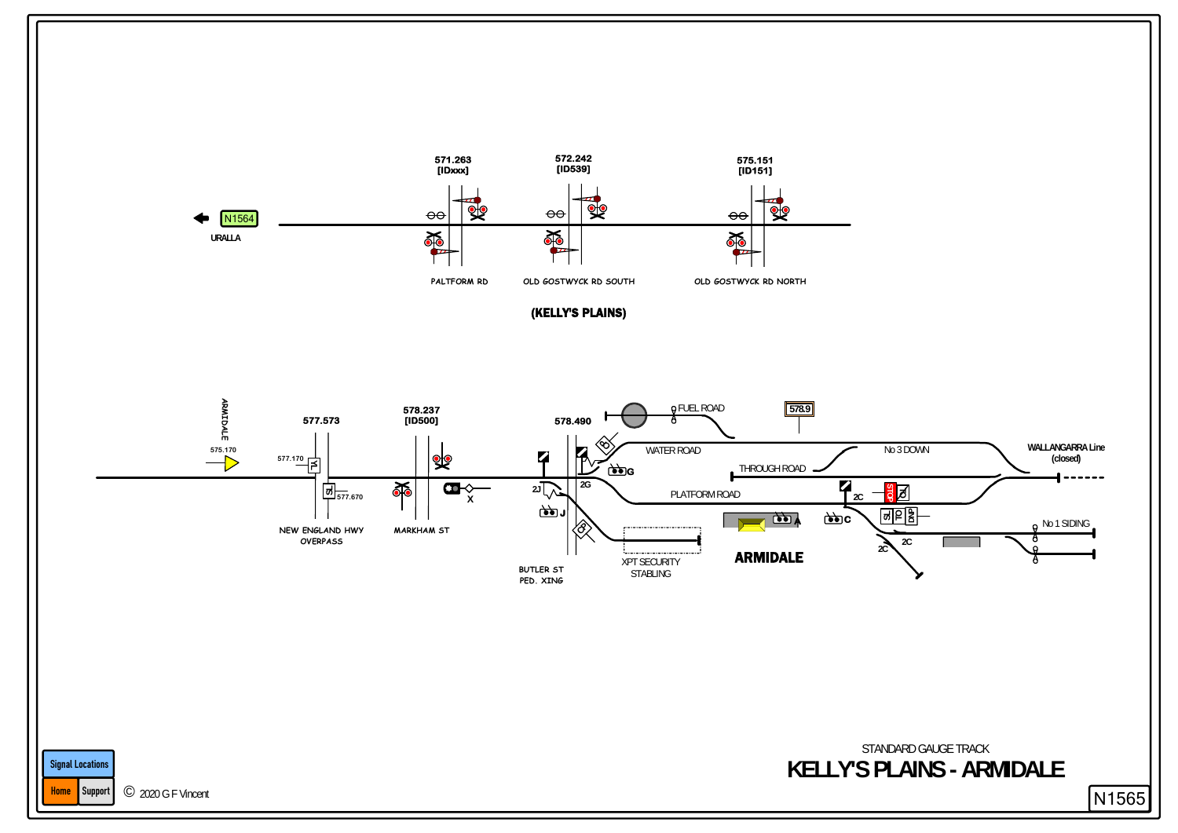N1564

URALLA

571.263
[IDxxx]

572.242
[ID539]

575.151
[ID151]

PALTFORM RD

OLD GOSTWYCK RD SOUTH

OLD GOSTWYCK RD NORTH

(KELLY'S PLAINS)

ARMIDALE

575.170

577.170

577.573

577.670

YL

SL

NEW ENGLAND HWY OVERPASS

578.237
[ID500]

MARKHAM ST

X

578.490

2J

J

2G

G

BUTLER ST PED. XING

FUEL ROAD

WATER ROAD

578.9

THROUGH ROAD

No 3 DOWN

WALLANGARRA Line (closed)

PLATFORM ROAD

XPT SECURITY STABLING

A

ARMIDALE

C

2C

STOP

No 1 SIDING

STANDARD GAUGE TRACK

# KELLY'S PLAINS - ARMIDALE

N1565

Signal Locations

Home

Support

© 2020 G F Vincent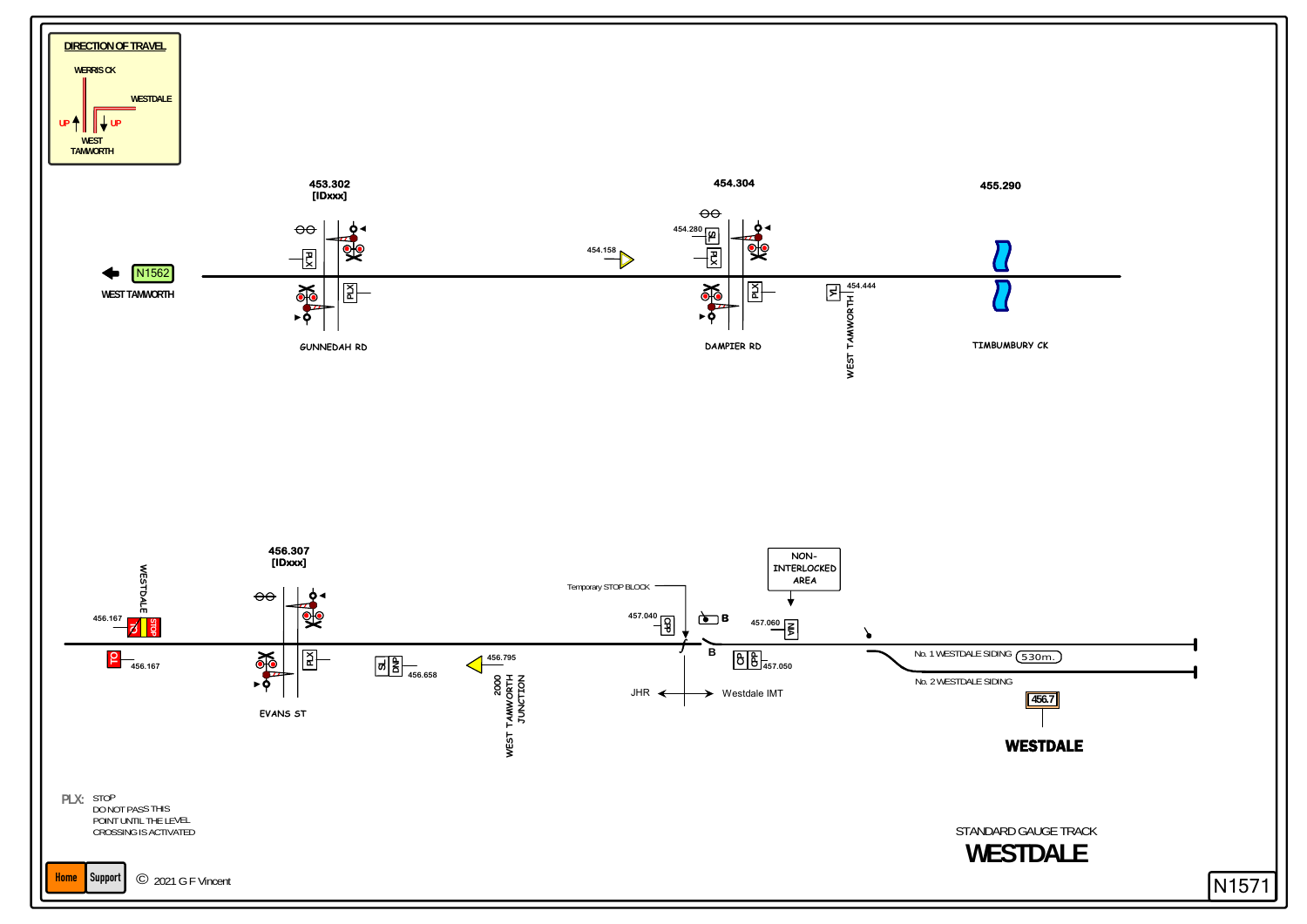DIRECTION OF TRAVEL

WERRIS CK

WESTDALE

UP

UP

WEST TAMWORTH

453.302
[IDxxx]

454.304

455.290

N1562

WEST TAMWORTH

PLX

PLX

454.158

454.280

SL

PLX

PLX

YL

454.444

WEST TAMWORTH

GUNNEDAH RD

DAMPIER RD

TIMBUMBURY CK

456.307
[IDxxx]

WESTDALE

456.167

TL

STOP

TO

456.167

PLX

EVANS ST

SL

DNP

456.658

456.795

2000

WEST TAMWORTH JUNCTION

Temporary STOP BLOCK

457.040

CPP

B

B

NON-INTERLOCKED AREA

457.060

NIA

CP

CPP

457.050

JHR

Westdale IMT

No. 1 WESTDALE SIDING

530m.

No. 2 WESTDALE SIDING

456.7

WESTDALE

PLX: STOP
DO NOT PASS THIS
POINT UNTIL THE LEVEL
CROSSING IS ACTIVATED

STANDARD GAUGE TRACK

WESTDALE

Home

Support

© 2021 G F Vincent

N1571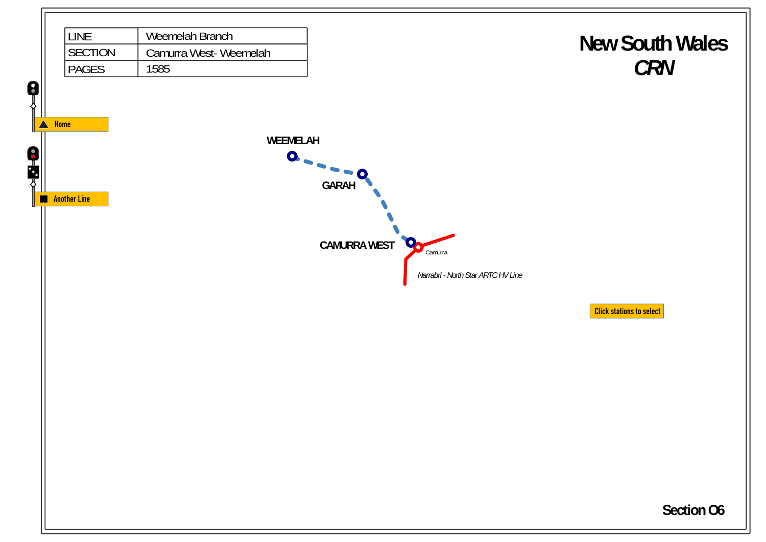| LINE | Weemelah Branch |
| --- | --- |
| SECTION | Camurra West- Weemelah |
| PAGES | 1585 |

# New South Wales
## *CRN*

Home

Another Line

WEEMELAH

GARAH

CAMURRA WEST

Camurra

*Narrabri - North Star ARTC HV Line*

Click stations to select

Section O6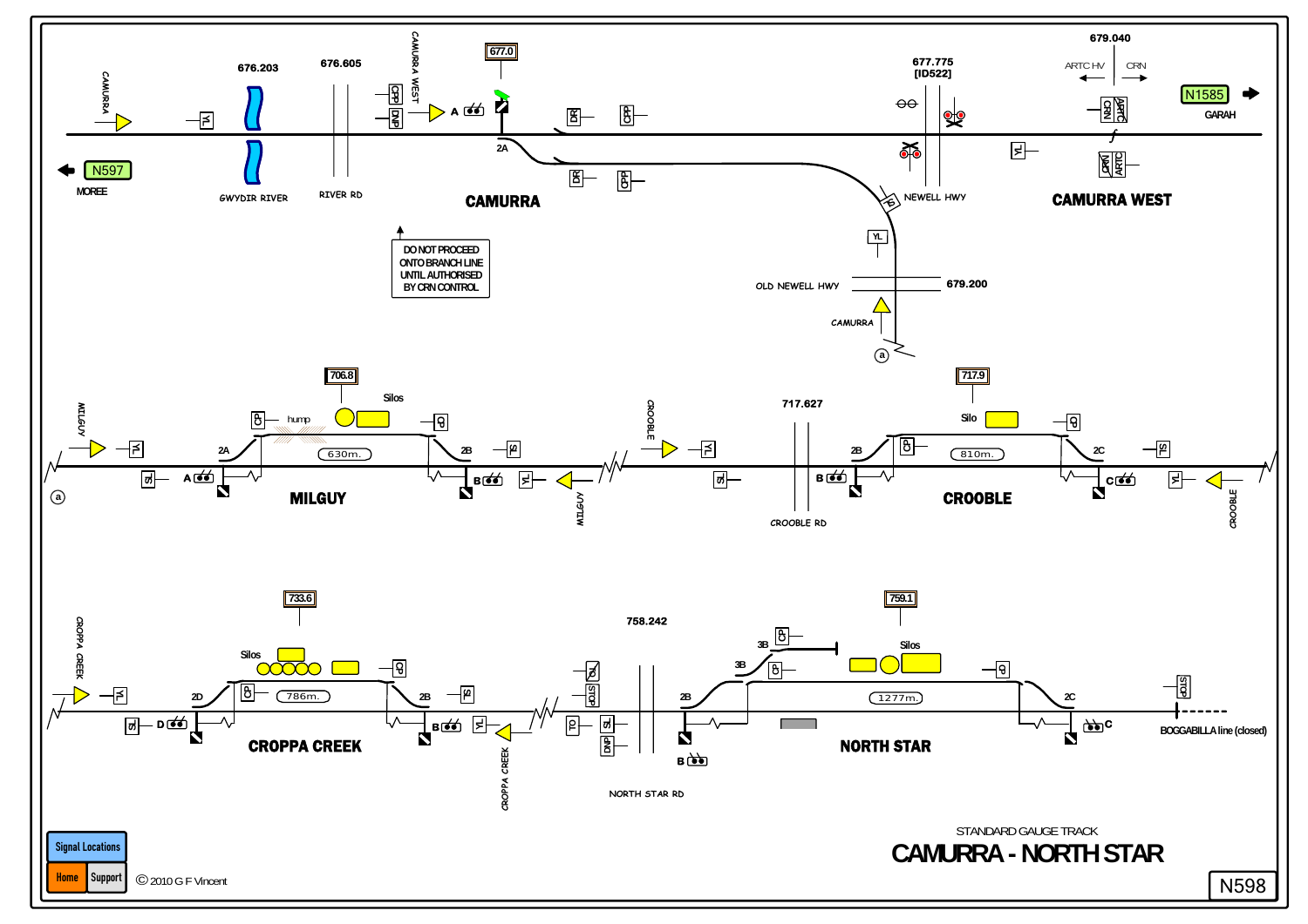# STANDARD GAUGE TRACK

# CAMURRA - NORTH STAR

N598

N597 MOREE

N1585 GARAH

CAMURRA

676.203 GWYDIR RIVER

676.605 RIVER RD

CAMURRA WEST

677.0

2A

DR

OPP

677.775 [ID522]

NEWELL HWY

679.040

ARTC HV

CRN

CRN ARTC

YL

CAMURRA WEST

DO NOT PROCEED ONTO BRANCH LINE UNTIL AUTHORISED BY CRN CONTROL

OLD NEWELL HWY

679.200

CAMURRA

MILGUY

706.8

Silos

hump

630m.

2A

2B

A

B

MILGUY

CROOBLE

717.627

CROOBLE RD

717.9

Silo

810m.

2B

2C

B

C

CROOBLE

CROPPA CREEK

733.6

Silos

786m.

2D

2B

D

B

CROPPA CREEK

758.242

NORTH STAR RD

759.1

Silos

3B

1277m.

2B

2C

B

C

NORTH STAR

STOP

BOGGABILLA line (closed)

Signal Locations

Home

Support

© 2010 G F Vincent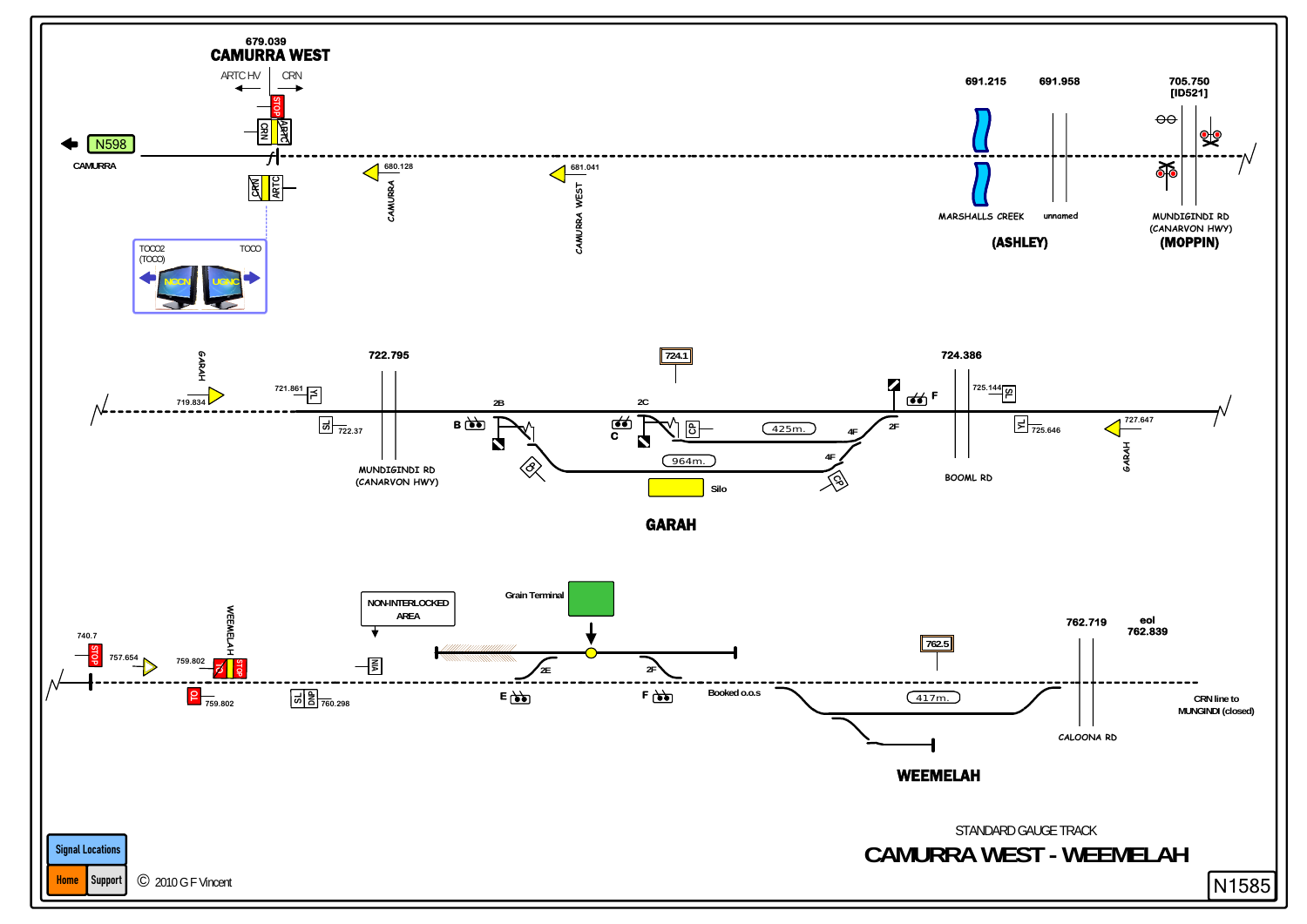# CAMURRA WEST

679.039

ARTC HV ← → CRN

N598 — CAMURRA

TOCO2 (TOCO) — TOCO — NCCN — UGNC

680.128 CAMURRA

681.041 CAMURRA WEST

691.215 MARSHALLS CREEK (ASHLEY)

691.958 unnamed

705.750 [ID521] MUNDIGINDI RD (CANARVON HWY) (MOPPIN)

---

## GARAH

719.834 GARAH

721.861 YL

722.37 SL

722.795 MUNDIGINDI RD (CANARVON HWY)

2B — B

2C — C

724.1

CP

425m.

964m.

4F

4F

2F

CP

CP

Silo

F

724.386 BOOML RD

725.144 SL

725.646 YL

727.647 GARAH

---

## WEEMELAH

740.7 STOP

757.654

759.802 WEEMELAH STOP

759.802 TO

760.298 SL DNP

NON-INTERLOCKED AREA

N/A

Grain Terminal

2E — E

2F — F

Booked o.o.s

762.5

417m.

762.719 CALOONA RD

eol 762.839

CRN line to MUNGINDI (closed)

---

STANDARD GAUGE TRACK

# CAMURRA WEST - WEEMELAH

Signal Locations | Home | Support

© 2010 G F Vincent

N1585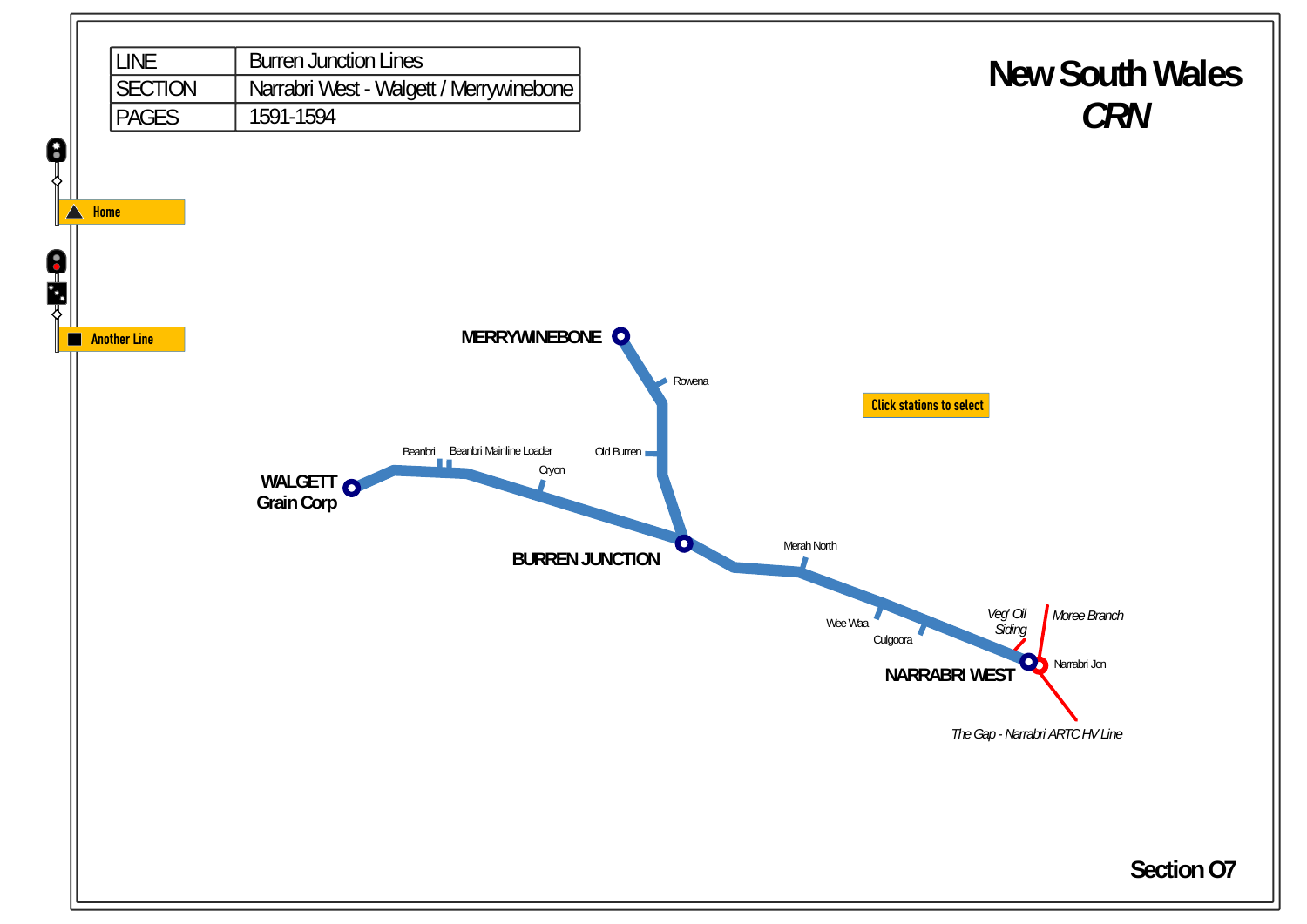| LINE | Burren Junction Lines |
| --- | --- |
| SECTION | Narrabri West - Walgett / Merrywinebone |
| PAGES | 1591-1594 |

# New South Wales
## *CRN*

Home

Another Line

Click stations to select

MERRYWINEBONE

Rowena

Old Burren

WALGETT
Grain Corp

Beanbri

Beanbri Mainline Loader

Cryon

BURREN JUNCTION

Merah North

Wee Waa

Culgoora

*Veg' Oil Siding*

*Moree Branch*

NARRABRI WEST

Narrabri Jcn

*The Gap - Narrabri ARTC HV Line*

Section O7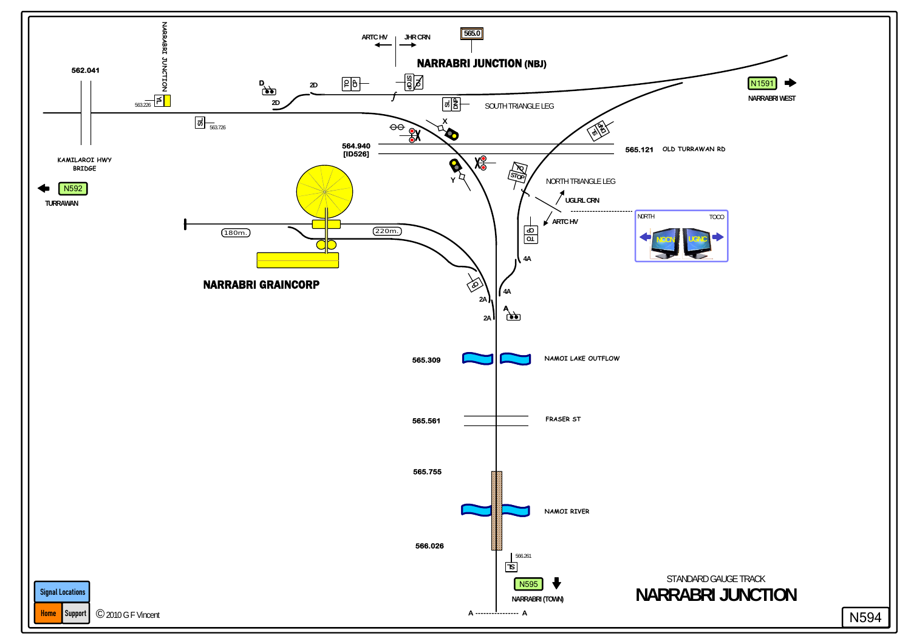NARRABRI JUNCTION (NBJ)

565.0

ARTC HV | JHR CRN

562.041

NARRABRI JUNCTION

563.226

563.726

KAMILAROI HWY BRIDGE

N592

TURRAWAN

D

2D

2D

SOUTH TRIANGLE LEG

X

564.940
[ID526]

565.121 OLD TURRAWAN RD

Y

NORTH TRIANGLE LEG

UGLRL CRN

ARTC HV

NORTH TOCO

NCCN UGNC

N1591

NARRABRI WEST

180m.

220m.

NARRABRI GRAINCORP

4A

4A

2A

2A

A

565.309 NAMOI LAKE OUTFLOW

565.561 FRASER ST

565.755

NAMOI RIVER

566.026

566.261

N595

NARRABRI (TOWN)

A ---------------- A

STANDARD GAUGE TRACK

# NARRABRI JUNCTION

N594

Signal Locations

Home Support

© 2010 G F Vincent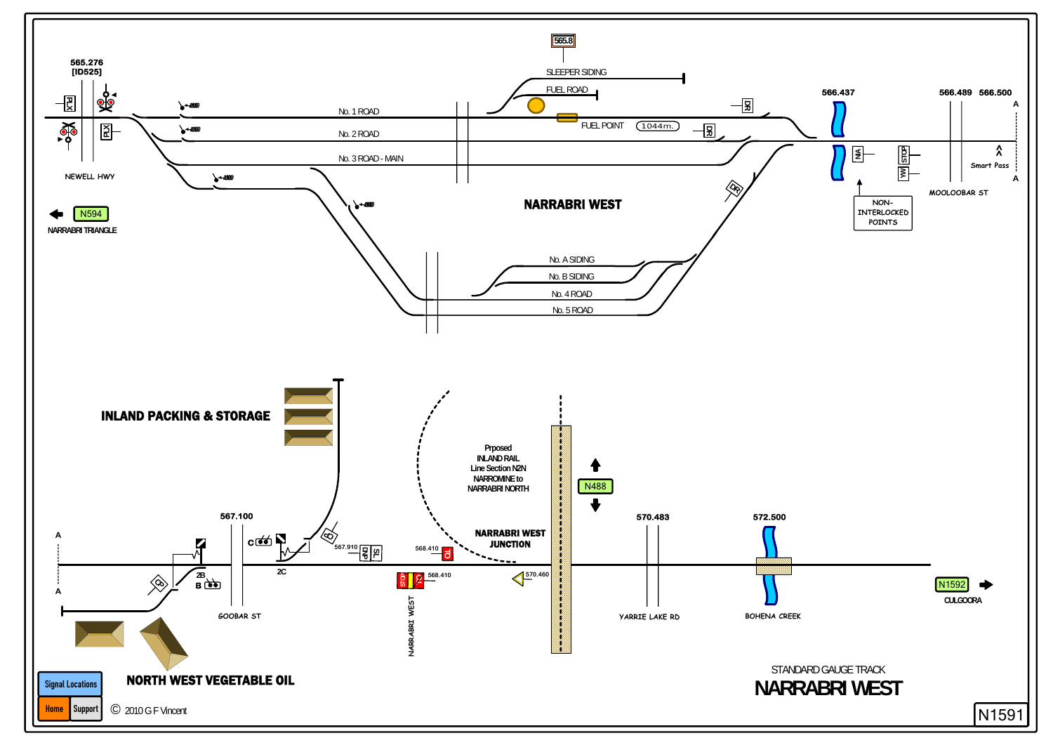565.276
[ID525]

565.8

SLEEPER SIDING

FUEL ROAD

No. 1 ROAD

No. 2 ROAD

FUEL POINT

1044m.

No. 3 ROAD - MAIN

566.437

566.489 566.500

NEWELL HWY

N594

NARRABRI TRIANGLE

NARRABRI WEST

NON-INTERLOCKED POINTS

Smart Pass

MOOLOOBAR ST

No. A SIDING

No. B SIDING

No. 4 ROAD

No. 5 ROAD

INLAND PACKING & STORAGE

Prposed INLAND RAIL Line Section N2N NARROMINE to NARRABRI NORTH

N488

NARRABRI WEST JUNCTION

567.100

567.910

568.410

568.410

570.460

570.483

572.500

GOOBAR ST

NARRABRI WEST

YARRIE LAKE RD

BOHENA CREEK

N1592

CULGOORA

NORTH WEST VEGETABLE OIL

STANDARD GAUGE TRACK

# NARRABRI WEST

Signal Locations

Home Support

© 2010 G F Vincent

N1591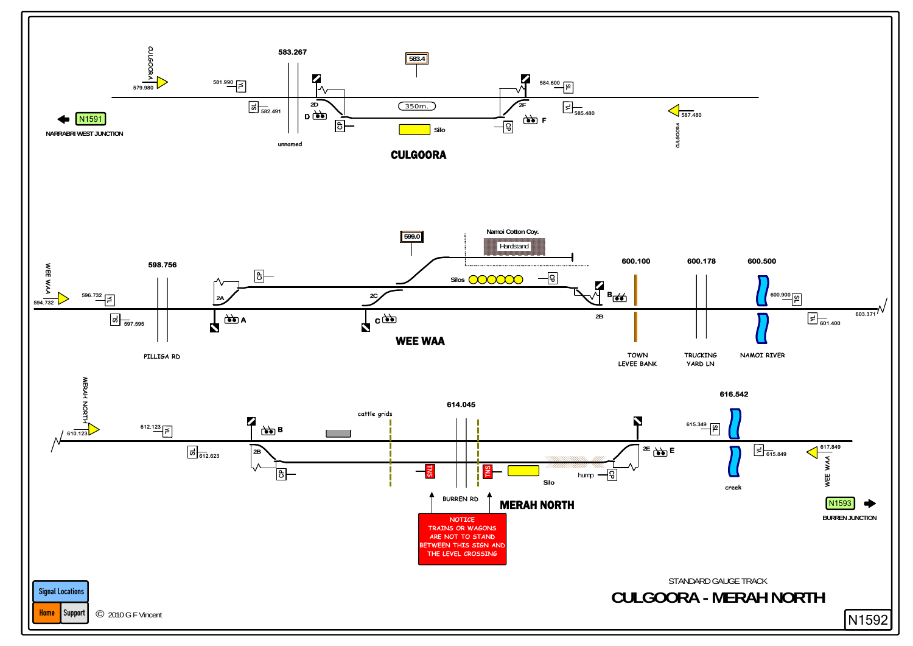# CULGOORA

583.267

583.4

CULGOORA 579.980

581.990 YL

SL 582.491

2D

D

350m.

Silo

CP

CP

2F

F

584.600 SL

YL 585.480

587.480 CULGOORA

N1591

NARRABRI WEST JUNCTION

unnamed

# WEE WAA

599.0

Namoi Cotton Coy.

Hardstand

598.756

600.100

600.178

600.500

WEE WAA 594.732

596.732 YL

SL 597.595

CP

2A

A

2C

C

Silos

CP

B

2B

600.900 SL

YL 601.400

603.371

PILLIGA RD

TOWN LEVEE BANK

TRUCKING YARD LN

NAMOI RIVER

# MERAH NORTH

MERAH NORTH 610.123

612.123 YL

SL 612.623

B

2B

CP

cattle grids

614.045

TNS

TNS

Silo

hump

CP

2E

E

616.542

615.349 SL

YL 615.849

creek

617.849 WEE WAA

BURREN RD

NOTICE
TRAINS OR WAGONS
ARE NOT TO STAND
BETWEEN THIS SIGN AND
THE LEVEL CROSSING

N1593

BURREN JUNCTION

Signal Locations

Home | Support

© 2010 G F Vincent

STANDARD GAUGE TRACK

# CULGOORA - MERAH NORTH

N1592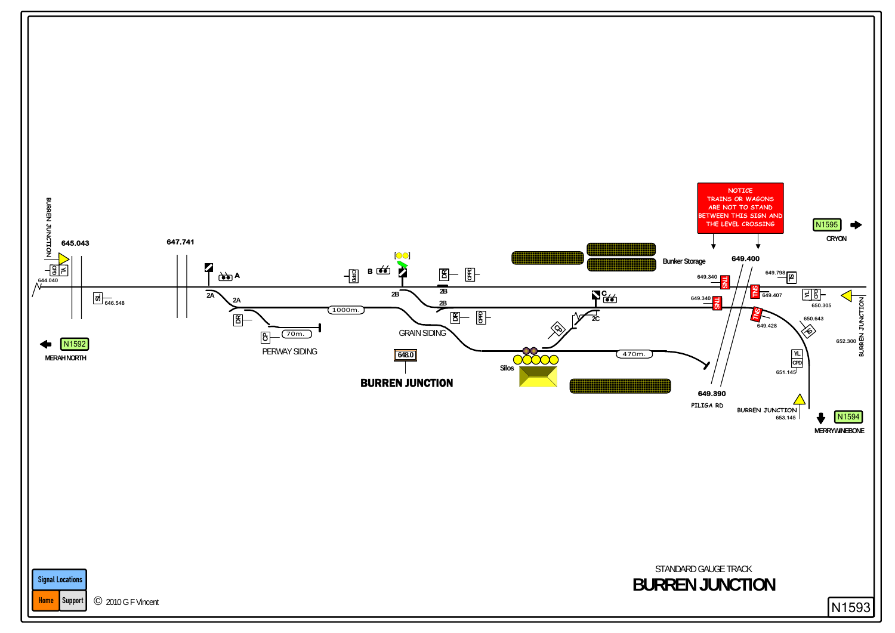BURREN JUNCTION

645.043

647.741

644.040

646.548

A

B

C

2A

2A

2B

2B

2B

2C

1000m.

70m.

470m.

PERWAY SIDING

GRAIN SIDING

648.0

**BURREN JUNCTION**

Silos

Bunker Storage

NOTICE
TRAINS OR WAGONS
ARE NOT TO STAND
BETWEEN THIS SIGN AND
THE LEVEL CROSSING

649.400

649.340

649.340

649.407

649.428

649.798

650.305

650.643

651.145

652.300

649.390

PILIGA RD

BURREN JUNCTION
653.145

BURREN JUNCTION

N1592

MERAH NORTH

N1595

CRYON

N1594

MERRYWINEBONE

STANDARD GAUGE TRACK

# BURREN JUNCTION

N1593

Signal Locations

Home | Support

© 2010 G F Vincent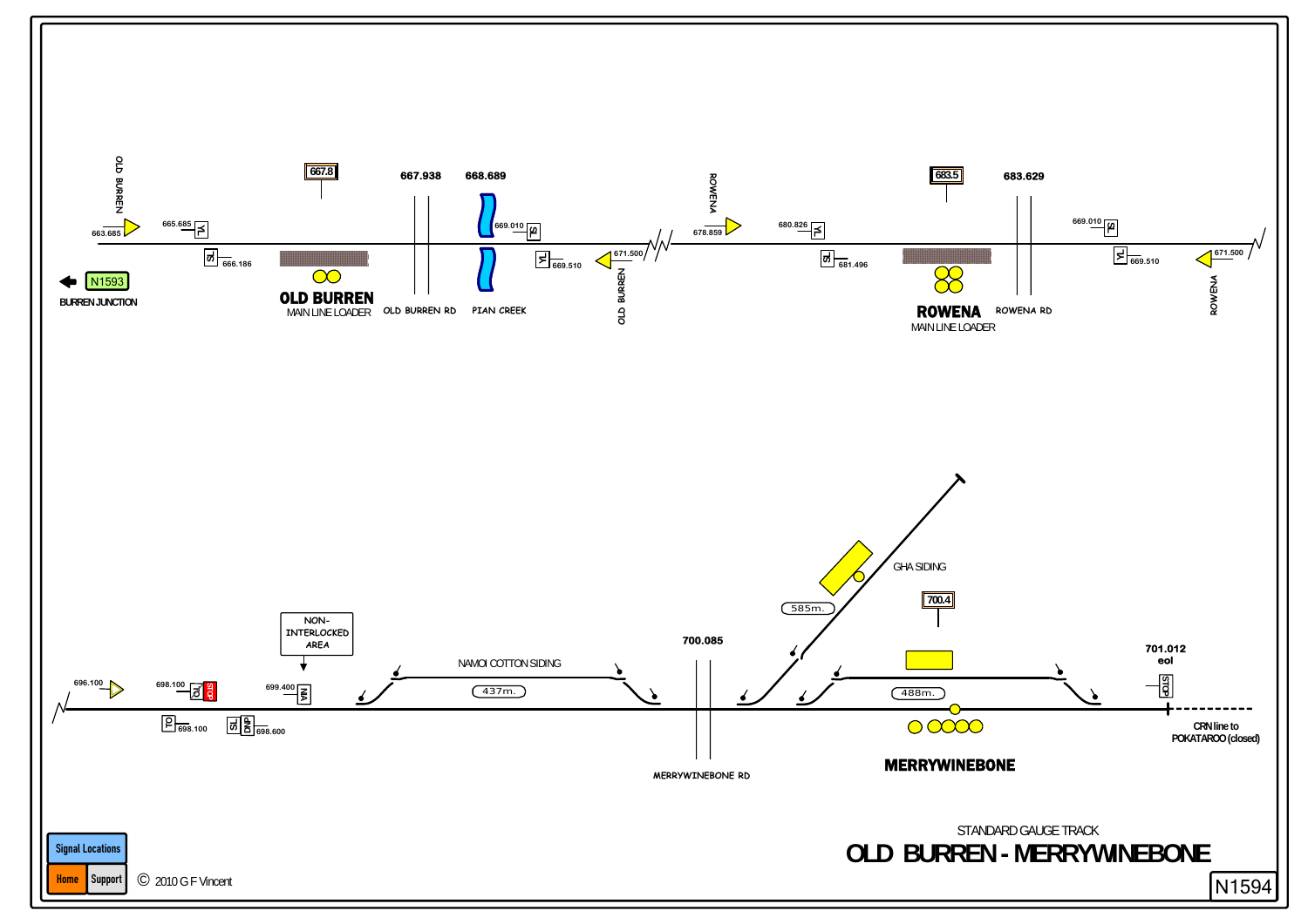OLD BURREN

663.685

665.685 YL

TS 666.186

667.8

N1593

BURREN JUNCTION

OLD BURREN

MAIN LINE LOADER

667.938

OLD BURREN RD

668.689

PIAN CREEK

669.010 TS

YL 669.510

671.500

OLD BURREN

ROWENA

678.859

680.826 YL

TS 681.496

683.5

ROWENA

MAIN LINE LOADER

683.629

ROWENA RD

669.010 TS

YL 669.510

671.500

ROWENA

696.100

698.100 TO STOP

TO 698.100

TSL DNP 698.600

699.400 NIA

NON-INTERLOCKED AREA

NAMOI COTTON SIDING

437m.

700.085

MERRYWINEBONE RD

585m.

GHA SIDING

700.4

488m.

MERRYWINEBONE

701.012

eol

STOP

CRN line to POKATAROO (closed)

STANDARD GAUGE TRACK

# OLD BURREN - MERRYWINEBONE

N1594

Signal Locations

Home Support

© 2010 G F Vincent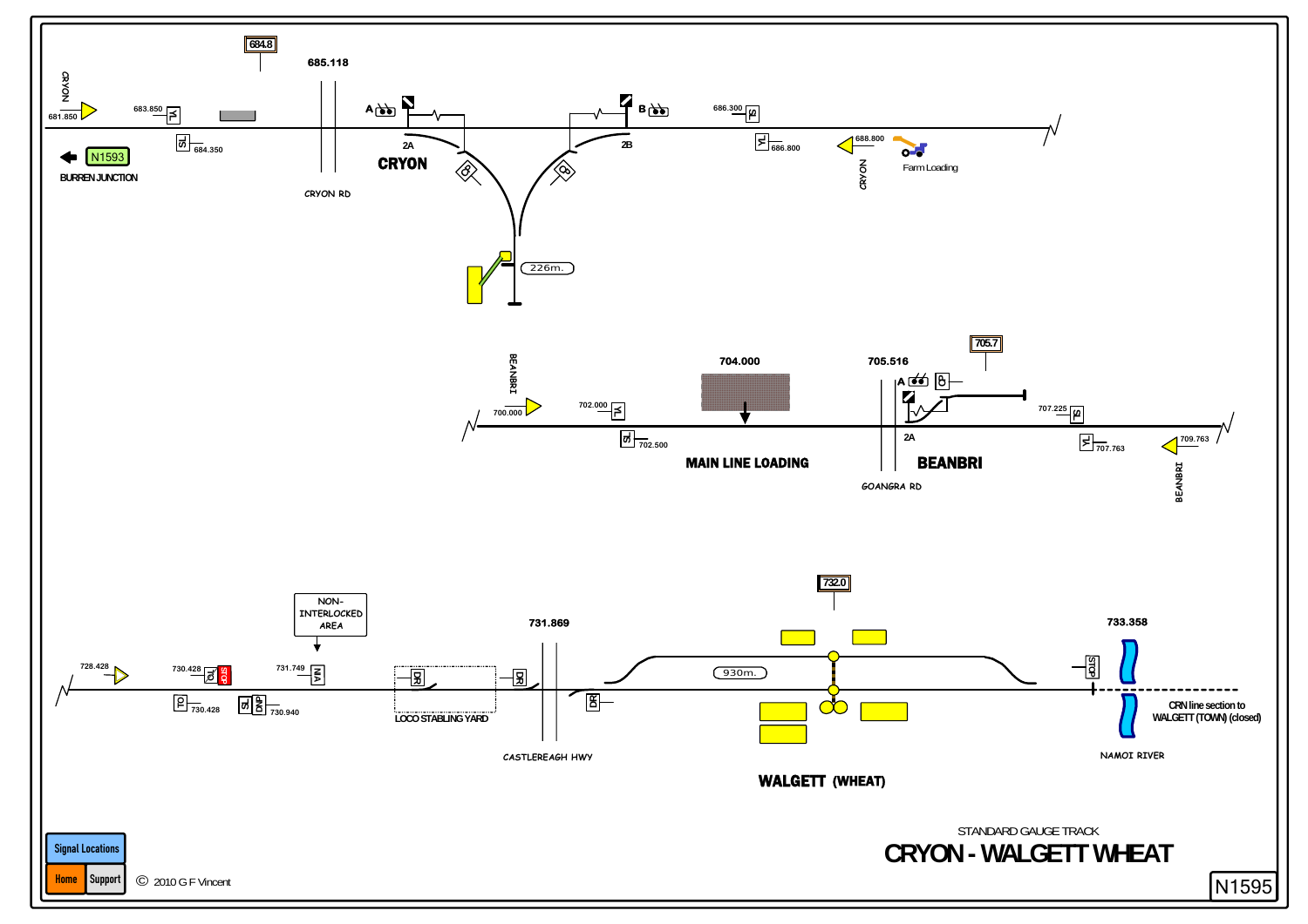CRYON

681.850

683.850

684.350

684.8

685.118

CRYON RD

N1593

BURREN JUNCTION

A

2A

CRYON

B

2B

226m.

686.300

686.800

688.800

CRYON

Farm Loading

BEANBRI

700.000

702.000

702.500

704.000

MAIN LINE LOADING

705.516

705.7

A

2A

BEANBRI

GOANGRA RD

707.225

707.763

709.763

BEANBRI

728.428

730.428

730.428

730.940

NON-INTERLOCKED AREA

731.749

LOCO STABLING YARD

731.869

CASTLEREAGH HWY

732.0

930m.

WALGETT (WHEAT)

733.358

STOP

CRN line section to WALGETT (TOWN) (closed)

NAMOI RIVER

STANDARD GAUGE TRACK

# CRYON - WALGETT WHEAT

N1595

Signal Locations

Home

Support

© 2010 G F Vincent